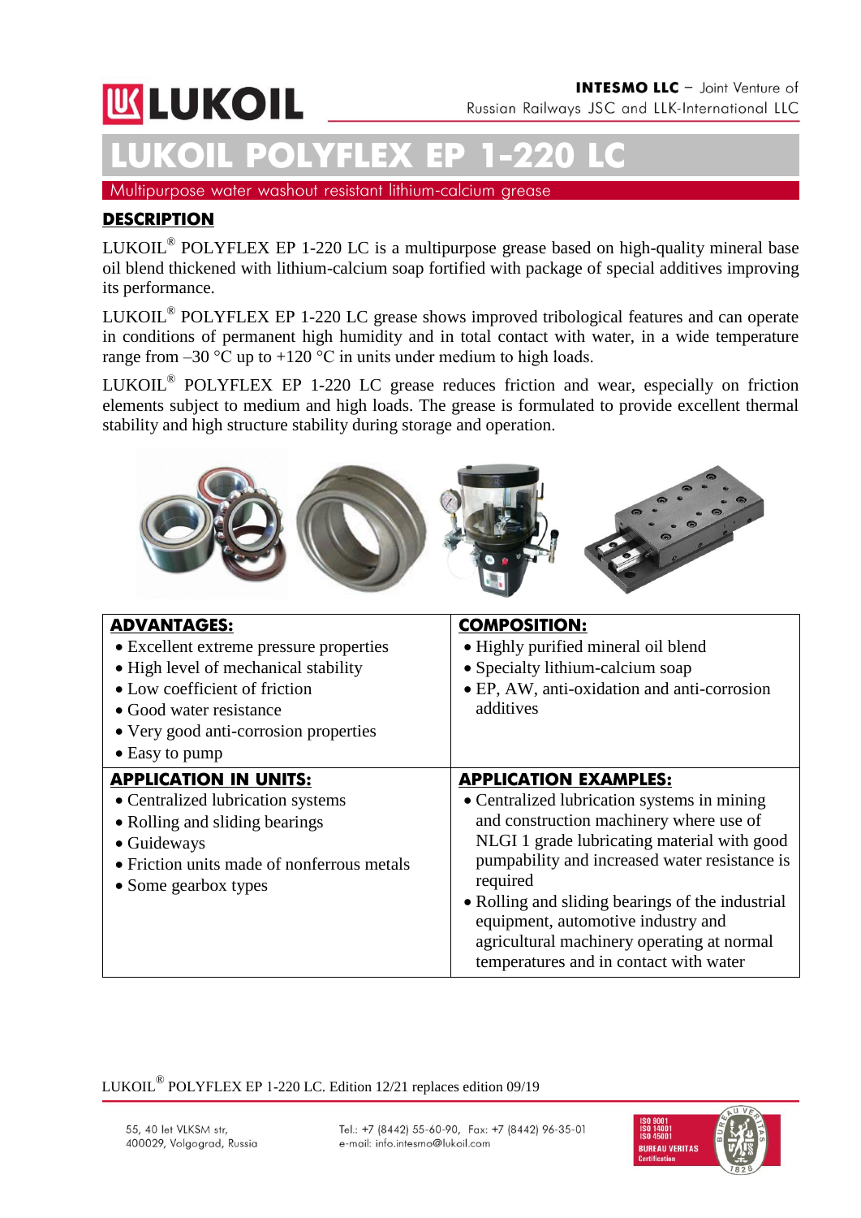# LUKOIL POLYFLEX EP 1-220 LC

Multipurpose water washout resistant lithium-calcium grease

## DESCRIPTION

LUKOIL® POLYFLEX EP 1-220 LC is a multipurpose grease based on high-quality mineral base oil blend thickened with lithium-calcium soap fortified with package of special additives improving its performance.

LUKOIL® POLYFLEX EP 1-220 LC grease shows improved tribological features and can operate in conditions of permanent high humidity and in total contact with water, in a wide temperature range from –30 °C up to +120 °C in units under medium to high loads.

LUKOIL® POLYFLEX EP 1-220 LC grease reduces friction and wear, especially on friction elements subject to medium and high loads. The grease is formulated to provide excellent thermal stability and high structure stability during storage and operation.

| **ADVANTAGES:** | **COMPOSITION:** |
| --- | --- |
| • Excellent extreme pressure properties<br>• High level of mechanical stability<br>• Low coefficient of friction<br>• Good water resistance<br>• Very good anti-corrosion properties<br>• Easy to pump | • Highly purified mineral oil blend<br>• Specialty lithium-calcium soap<br>• EP, AW, anti-oxidation and anti-corrosion additives |
| **APPLICATION IN UNITS:** | **APPLICATION EXAMPLES:** |
| • Centralized lubrication systems<br>• Rolling and sliding bearings<br>• Guideways<br>• Friction units made of nonferrous metals<br>• Some gearbox types | • Centralized lubrication systems in mining and construction machinery where use of NLGI 1 grade lubricating material with good pumpability and increased water resistance is required<br>• Rolling and sliding bearings of the industrial equipment, automotive industry and agricultural machinery operating at normal temperatures and in contact with water |

LUKOIL® POLYFLEX EP 1-220 LC. Edition 12/21 replaces edition 09/19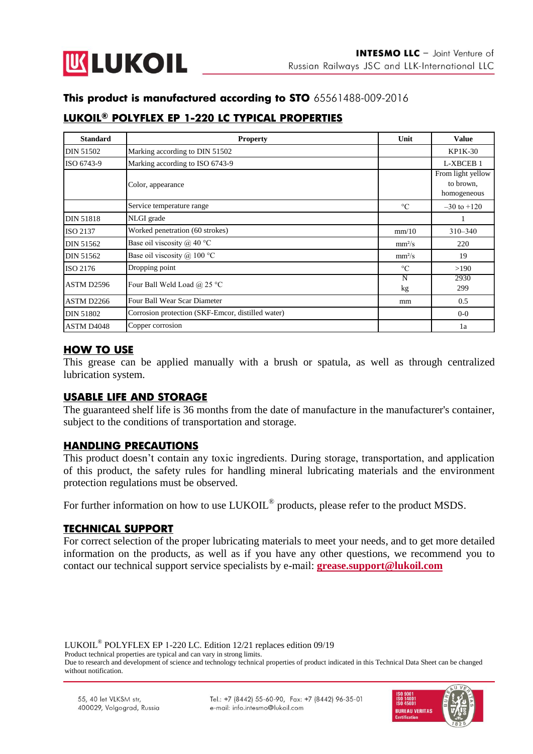**This product is manufactured according to STO** 65561488-009-2016

## LUKOIL® POLYFLEX EP 1-220 LC TYPICAL PROPERTIES

| Standard | Property | Unit | Value |
|---|---|---|---|
| DIN 51502 | Marking according to DIN 51502 | | KP1K-30 |
| ISO 6743-9 | Marking according to ISO 6743-9 | | L-XBCEB 1 |
| | Color, appearance | | From light yellow to brown, homogeneous |
| | Service temperature range | °C | –30 to +120 |
| DIN 51818 | NLGI grade | | 1 |
| ISO 2137 | Worked penetration (60 strokes) | mm/10 | 310–340 |
| DIN 51562 | Base oil viscosity @ 40 °C | mm²/s | 220 |
| DIN 51562 | Base oil viscosity @ 100 °C | mm²/s | 19 |
| ISO 2176 | Dropping point | °C | >190 |
| ASTM D2596 | Four Ball Weld Load @ 25 °C | N<br>kg | 2930<br>299 |
| ASTM D2266 | Four Ball Wear Scar Diameter | mm | 0.5 |
| DIN 51802 | Corrosion protection (SKF-Emcor, distilled water) | | 0-0 |
| ASTM D4048 | Copper corrosion | | 1a |

## HOW TO USE

This grease can be applied manually with a brush or spatula, as well as through centralized lubrication system.

## USABLE LIFE AND STORAGE

The guaranteed shelf life is 36 months from the date of manufacture in the manufacturer's container, subject to the conditions of transportation and storage.

## HANDLING PRECAUTIONS

This product doesn’t contain any toxic ingredients. During storage, transportation, and application of this product, the safety rules for handling mineral lubricating materials and the environment protection regulations must be observed.

For further information on how to use LUKOIL® products, please refer to the product MSDS.

## TECHNICAL SUPPORT

For correct selection of the proper lubricating materials to meet your needs, and to get more detailed information on the products, as well as if you have any other questions, we recommend you to contact our technical support service specialists by e-mail: **grease.support@lukoil.com**

LUKOIL® POLYFLEX EP 1-220 LC. Edition 12/21 replaces edition 09/19

Product technical properties are typical and can vary in strong limits.

Due to research and development of science and technology technical properties of product indicated in this Technical Data Sheet can be changed without notification.